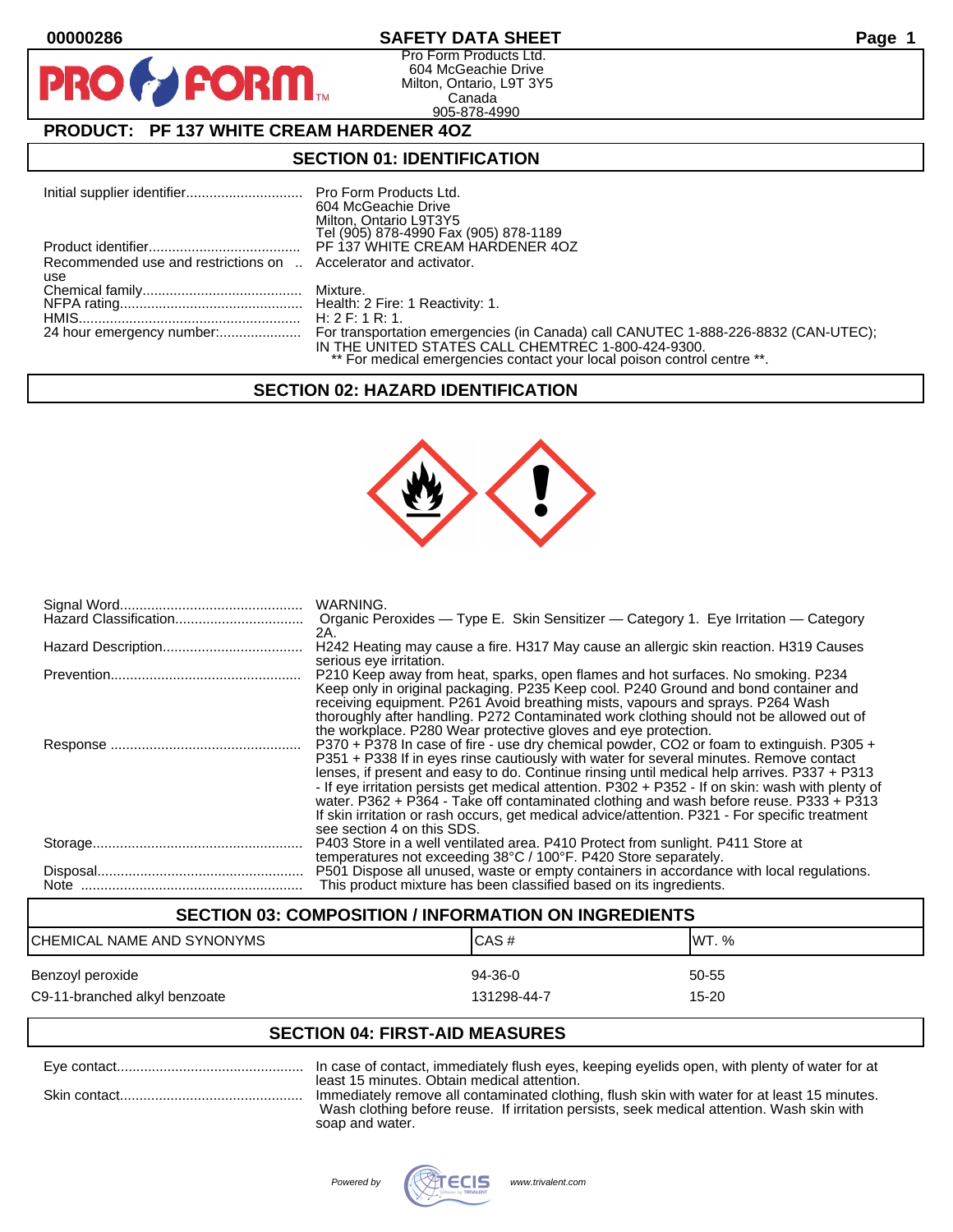00000286

# SAFETY DATA SHEET

Pro Form Products Ltd.
604 McGeachie Drive
Milton, Ontario, L9T 3Y5
Canada
905-878-4990

## PRODUCT: PF 137 WHITE CREAM HARDENER 4OZ

## SECTION 01: IDENTIFICATION

| | |
|---|---|
| Initial supplier identifier | Pro Form Products Ltd.<br>604 McGeachie Drive<br>Milton, Ontario L9T3Y5<br>Tel (905) 878-4990 Fax (905) 878-1189 |
| Product identifier | PF 137 WHITE CREAM HARDENER 4OZ |
| Recommended use and restrictions on use | Accelerator and activator. |
| Chemical family | Mixture. |
| NFPA rating | Health: 2 Fire: 1 Reactivity: 1. |
| HMIS | H: 2 F: 1 R: 1. |
| 24 hour emergency number: | For transportation emergencies (in Canada) call CANUTEC 1-888-226-8832 (CAN-UTEC); IN THE UNITED STATES CALL CHEMTREC 1-800-424-9300.<br>** For medical emergencies contact your local poison control centre **. |

## SECTION 02: HAZARD IDENTIFICATION

| | |
|---|---|
| Signal Word | WARNING. |
| Hazard Classification | Organic Peroxides — Type E. Skin Sensitizer — Category 1. Eye Irritation — Category 2A. |
| Hazard Description | H242 Heating may cause a fire. H317 May cause an allergic skin reaction. H319 Causes serious eye irritation. |
| Prevention | P210 Keep away from heat, sparks, open flames and hot surfaces. No smoking. P234 Keep only in original packaging. P235 Keep cool. P240 Ground and bond container and receiving equipment. P261 Avoid breathing mists, vapours and sprays. P264 Wash thoroughly after handling. P272 Contaminated work clothing should not be allowed out of the workplace. P280 Wear protective gloves and eye protection. |
| Response | P370 + P378 In case of fire - use dry chemical powder, CO2 or foam to extinguish. P305 + P351 + P338 If in eyes rinse cautiously with water for several minutes. Remove contact lenses, if present and easy to do. Continue rinsing until medical help arrives. P337 + P313 - If eye irritation persists get medical attention. P302 + P352 - If on skin: wash with plenty of water. P362 + P364 - Take off contaminated clothing and wash before reuse. P333 + P313 If skin irritation or rash occurs, get medical advice/attention. P321 - For specific treatment see section 4 on this SDS. |
| Storage | P403 Store in a well ventilated area. P410 Protect from sunlight. P411 Store at temperatures not exceeding 38°C / 100°F. P420 Store separately. |
| Disposal | P501 Dispose all unused, waste or empty containers in accordance with local regulations. |
| Note | This product mixture has been classified based on its ingredients. |

## SECTION 03: COMPOSITION / INFORMATION ON INGREDIENTS

| CHEMICAL NAME AND SYNONYMS | CAS # | WT. % |
|---|---|---|
| Benzoyl peroxide | 94-36-0 | 50-55 |
| C9-11-branched alkyl benzoate | 131298-44-7 | 15-20 |

## SECTION 04: FIRST-AID MEASURES

| | |
|---|---|
| Eye contact | In case of contact, immediately flush eyes, keeping eyelids open, with plenty of water for at least 15 minutes. Obtain medical attention. |
| Skin contact | Immediately remove all contaminated clothing, flush skin with water for at least 15 minutes. Wash clothing before reuse. If irritation persists, seek medical attention. Wash skin with soap and water. |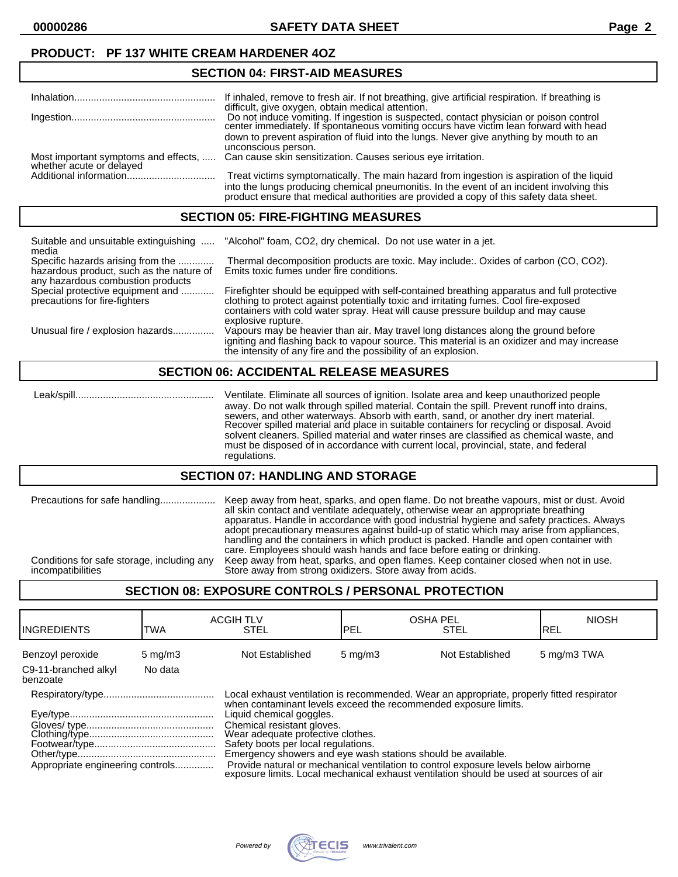**PRODUCT: PF 137 WHITE CREAM HARDENER 4OZ**

## SECTION 04: FIRST-AID MEASURES

| | |
|---|---|
| Inhalation | If inhaled, remove to fresh air. If not breathing, give artificial respiration. If breathing is difficult, give oxygen, obtain medical attention. |
| Ingestion | Do not induce vomiting. If ingestion is suspected, contact physician or poison control center immediately. If spontaneous vomiting occurs have victim lean forward with head down to prevent aspiration of fluid into the lungs. Never give anything by mouth to an unconscious person. |
| Most important symptoms and effects, whether acute or delayed | Can cause skin sensitization. Causes serious eye irritation. |
| Additional information | Treat victims symptomatically. The main hazard from ingestion is aspiration of the liquid into the lungs producing chemical pneumonitis. In the event of an incident involving this product ensure that medical authorities are provided a copy of this safety data sheet. |

## SECTION 05: FIRE-FIGHTING MEASURES

| | |
|---|---|
| Suitable and unsuitable extinguishing media | "Alcohol" foam, CO2, dry chemical. Do not use water in a jet. |
| Specific hazards arising from the hazardous product, such as the nature of any hazardous combustion products | Thermal decomposition products are toxic. May include:. Oxides of carbon (CO, CO2). Emits toxic fumes under fire conditions. |
| Special protective equipment and precautions for fire-fighters | Firefighter should be equipped with self-contained breathing apparatus and full protective clothing to protect against potentially toxic and irritating fumes. Cool fire-exposed containers with cold water spray. Heat will cause pressure buildup and may cause explosive rupture. |
| Unusual fire / explosion hazards | Vapours may be heavier than air. May travel long distances along the ground before igniting and flashing back to vapour source. This material is an oxidizer and may increase the intensity of any fire and the possibility of an explosion. |

## SECTION 06: ACCIDENTAL RELEASE MEASURES

| | |
|---|---|
| Leak/spill | Ventilate. Eliminate all sources of ignition. Isolate area and keep unauthorized people away. Do not walk through spilled material. Contain the spill. Prevent runoff into drains, sewers, and other waterways. Absorb with earth, sand, or another dry inert material. Recover spilled material and place in suitable containers for recycling or disposal. Avoid solvent cleaners. Spilled material and water rinses are classified as chemical waste, and must be disposed of in accordance with current local, provincial, state, and federal regulations. |

## SECTION 07: HANDLING AND STORAGE

| | |
|---|---|
| Precautions for safe handling | Keep away from heat, sparks, and open flame. Do not breathe vapours, mist or dust. Avoid all skin contact and ventilate adequately, otherwise wear an appropriate breathing apparatus. Handle in accordance with good industrial hygiene and safety practices. Always adopt precautionary measures against build-up of static which may arise from appliances, handling and the containers in which product is packed. Handle and open container with care. Employees should wash hands and face before eating or drinking. |
| Conditions for safe storage, including any incompatibilities | Keep away from heat, sparks, and open flames. Keep container closed when not in use. Store away from strong oxidizers. Store away from acids. |

## SECTION 08: EXPOSURE CONTROLS / PERSONAL PROTECTION

| INGREDIENTS | ACGIH TLV TWA | ACGIH TLV STEL | OSHA PEL PEL | OSHA PEL STEL | NIOSH REL |
|---|---|---|---|---|---|
| Benzoyl peroxide | 5 mg/m3 | Not Established | 5 mg/m3 | Not Established | 5 mg/m3 TWA |
| C9-11-branched alkyl benzoate | No data | | | | |

| | |
|---|---|
| Respiratory/type | Local exhaust ventilation is recommended. Wear an appropriate, properly fitted respirator when contaminant levels exceed the recommended exposure limits. |
| Eye/type | Liquid chemical goggles. |
| Gloves/ type | Chemical resistant gloves. |
| Clothing/type | Wear adequate protective clothes. |
| Footwear/type | Safety boots per local regulations. |
| Other/type | Emergency showers and eye wash stations should be available. |
| Appropriate engineering controls | Provide natural or mechanical ventilation to control exposure levels below airborne exposure limits. Local mechanical exhaust ventilation should be used at sources of air |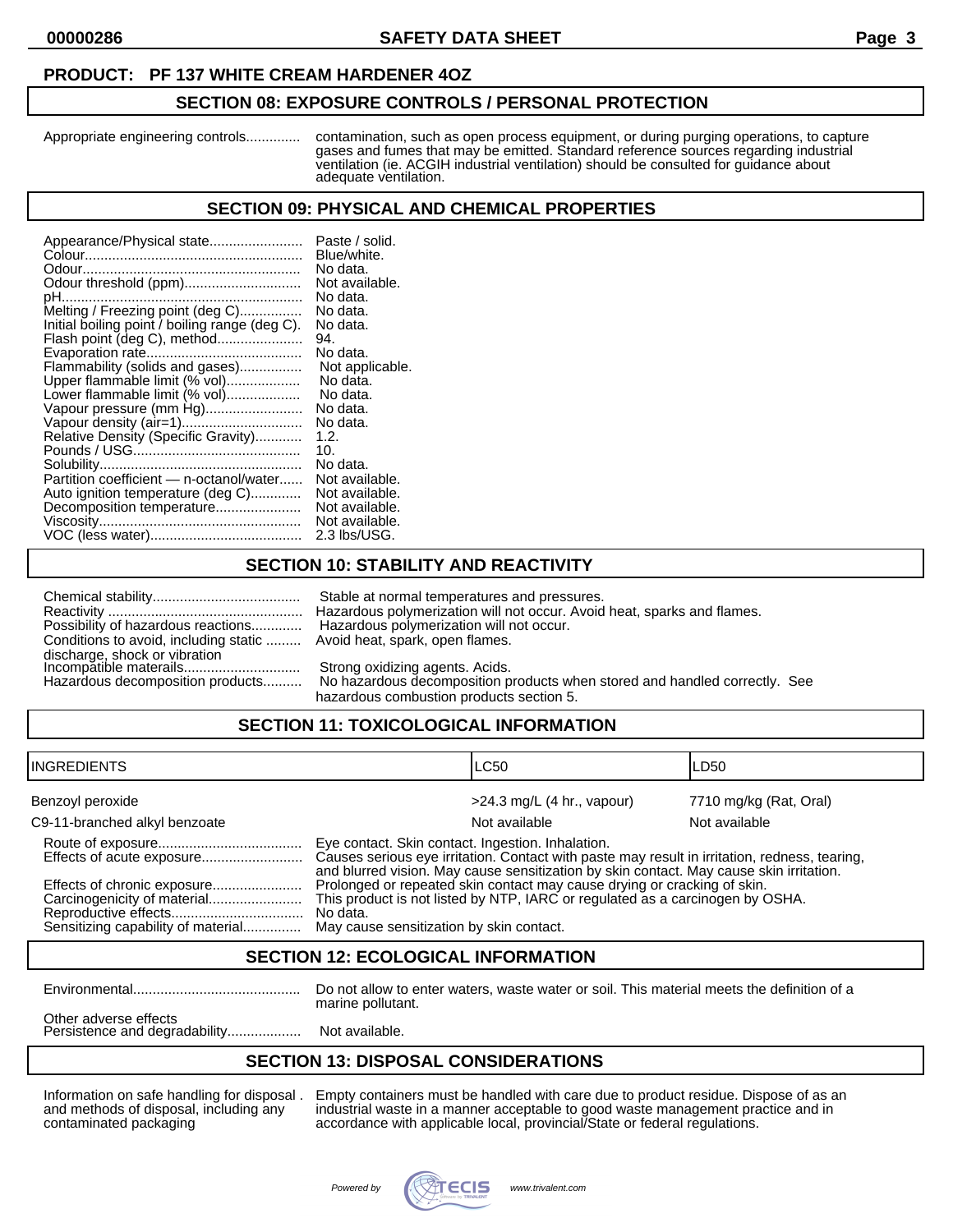**PRODUCT: PF 137 WHITE CREAM HARDENER 4OZ**

## SECTION 08: EXPOSURE CONTROLS / PERSONAL PROTECTION

| | |
|---|---|
| Appropriate engineering controls | contamination, such as open process equipment, or during purging operations, to capture gases and fumes that may be emitted. Standard reference sources regarding industrial ventilation (ie. ACGIH industrial ventilation) should be consulted for guidance about adequate ventilation. |

## SECTION 09: PHYSICAL AND CHEMICAL PROPERTIES

| | |
|---|---|
| Appearance/Physical state | Paste / solid. |
| Colour | Blue/white. |
| Odour | No data. |
| Odour threshold (ppm) | Not available. |
| pH | No data. |
| Melting / Freezing point (deg C) | No data. |
| Initial boiling point / boiling range (deg C). | No data. |
| Flash point (deg C), method | 94. |
| Evaporation rate | No data. |
| Flammability (solids and gases) | Not applicable. |
| Upper flammable limit (% vol) | No data. |
| Lower flammable limit (% vol) | No data. |
| Vapour pressure (mm Hg) | No data. |
| Vapour density (air=1) | No data. |
| Relative Density (Specific Gravity) | 1.2. |
| Pounds / USG | 10. |
| Solubility | No data. |
| Partition coefficient — n-octanol/water | Not available. |
| Auto ignition temperature (deg C) | Not available. |
| Decomposition temperature | Not available. |
| Viscosity | Not available. |
| VOC (less water) | 2.3 lbs/USG. |

## SECTION 10: STABILITY AND REACTIVITY

| | |
|---|---|
| Chemical stability | Stable at normal temperatures and pressures. |
| Reactivity | Hazardous polymerization will not occur. Avoid heat, sparks and flames. |
| Possibility of hazardous reactions | Hazardous polymerization will not occur. |
| Conditions to avoid, including static discharge, shock or vibration | Avoid heat, spark, open flames. |
| Incompatible materails | Strong oxidizing agents. Acids. |
| Hazardous decomposition products | No hazardous decomposition products when stored and handled correctly. See hazardous combustion products section 5. |

## SECTION 11: TOXICOLOGICAL INFORMATION

| INGREDIENTS | LC50 | LD50 |
|---|---|---|
| Benzoyl peroxide | >24.3 mg/L (4 hr., vapour) | 7710 mg/kg (Rat, Oral) |
| C9-11-branched alkyl benzoate | Not available | Not available |

| | |
|---|---|
| Route of exposure | Eye contact. Skin contact. Ingestion. Inhalation. |
| Effects of acute exposure | Causes serious eye irritation. Contact with paste may result in irritation, redness, tearing, and blurred vision. May cause sensitization by skin contact. May cause skin irritation. |
| Effects of chronic exposure | Prolonged or repeated skin contact may cause drying or cracking of skin. |
| Carcinogenicity of material | This product is not listed by NTP, IARC or regulated as a carcinogen by OSHA. |
| Reproductive effects | No data. |
| Sensitizing capability of material | May cause sensitization by skin contact. |

## SECTION 12: ECOLOGICAL INFORMATION

| | |
|---|---|
| Environmental | Do not allow to enter waters, waste water or soil. This material meets the definition of a marine pollutant. |
| Other adverse effects | |
| Persistence and degradability | Not available. |

## SECTION 13: DISPOSAL CONSIDERATIONS

| | |
|---|---|
| Information on safe handling for disposal and methods of disposal, including any contaminated packaging | Empty containers must be handled with care due to product residue. Dispose of as an industrial waste in a manner acceptable to good waste management practice and in accordance with applicable local, provincial/State or federal regulations. |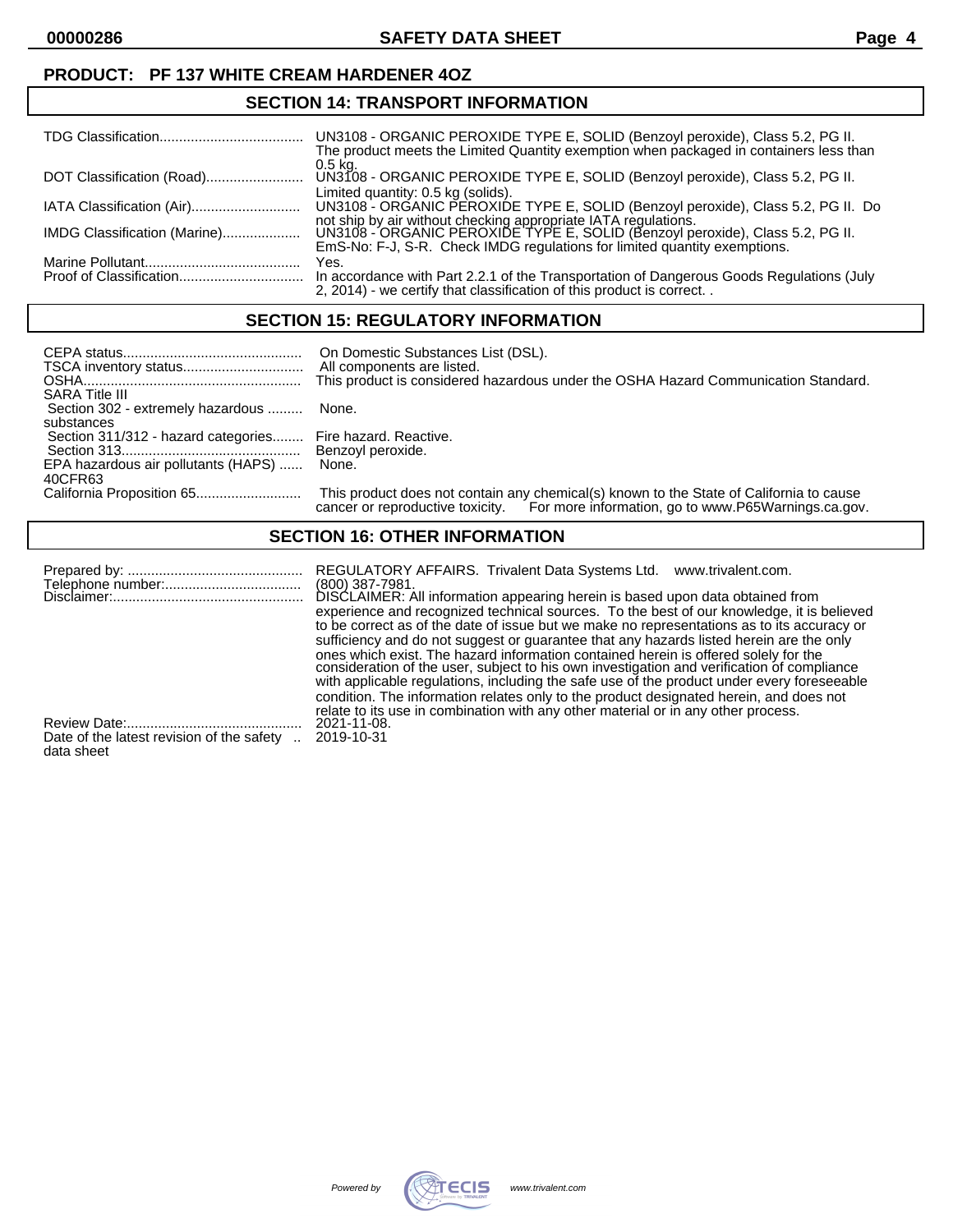**PRODUCT: PF 137 WHITE CREAM HARDENER 4OZ**

## SECTION 14: TRANSPORT INFORMATION

| | |
|---|---|
| TDG Classification | UN3108 - ORGANIC PEROXIDE TYPE E, SOLID (Benzoyl peroxide), Class 5.2, PG II. The product meets the Limited Quantity exemption when packaged in containers less than 0.5 kg. |
| DOT Classification (Road) | UN3108 - ORGANIC PEROXIDE TYPE E, SOLID (Benzoyl peroxide), Class 5.2, PG II. Limited quantity: 0.5 kg (solids). |
| IATA Classification (Air) | UN3108 - ORGANIC PEROXIDE TYPE E, SOLID (Benzoyl peroxide), Class 5.2, PG II. Do not ship by air without checking appropriate IATA regulations. |
| IMDG Classification (Marine) | UN3108 - ORGANIC PEROXIDE TYPE E, SOLID (Benzoyl peroxide), Class 5.2, PG II. EmS-No: F-J, S-R. Check IMDG regulations for limited quantity exemptions. |
| Marine Pollutant | Yes. |
| Proof of Classification | In accordance with Part 2.2.1 of the Transportation of Dangerous Goods Regulations (July 2, 2014) - we certify that classification of this product is correct. . |

## SECTION 15: REGULATORY INFORMATION

| | |
|---|---|
| CEPA status | On Domestic Substances List (DSL). |
| TSCA inventory status | All components are listed. |
| OSHA | This product is considered hazardous under the OSHA Hazard Communication Standard. |
| SARA Title III | |
| Section 302 - extremely hazardous substances | None. |
| Section 311/312 - hazard categories | Fire hazard. Reactive. |
| Section 313 | Benzoyl peroxide. |
| EPA hazardous air pollutants (HAPS) 40CFR63 | None. |
| California Proposition 65 | This product does not contain any chemical(s) known to the State of California to cause cancer or reproductive toxicity. For more information, go to www.P65Warnings.ca.gov. |

## SECTION 16: OTHER INFORMATION

| | |
|---|---|
| Prepared by: | REGULATORY AFFAIRS. Trivalent Data Systems Ltd. www.trivalent.com. |
| Telephone number: | (800) 387-7981. |
| Disclaimer: | DISCLAIMER: All information appearing herein is based upon data obtained from experience and recognized technical sources. To the best of our knowledge, it is believed to be correct as of the date of issue but we make no representations as to its accuracy or sufficiency and do not suggest or guarantee that any hazards listed herein are the only ones which exist. The hazard information contained herein is offered solely for the consideration of the user, subject to his own investigation and verification of compliance with applicable regulations, including the safe use of the product under every foreseeable condition. The information relates only to the product designated herein, and does not relate to its use in combination with any other material or in any other process. |
| Review Date: | 2021-11-08. |
| Date of the latest revision of the safety data sheet | 2019-10-31 |